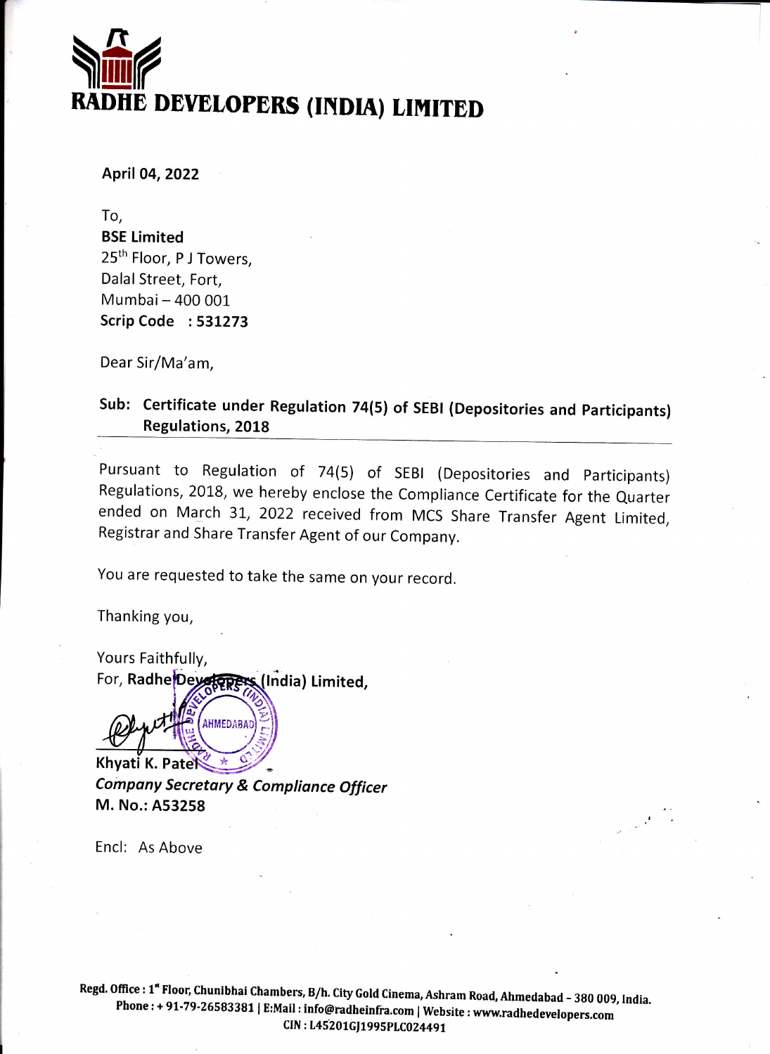# RADHE DEVELOPERS (INDIA) LIMITED

**April 04, 2022**

To,
**BSE Limited**
25th Floor, P J Towers,
Dalal Street, Fort,
Mumbai – 400 001
**Scrip Code : 531273**

Dear Sir/Ma'am,

**Sub: Certificate under Regulation 74(5) of SEBI (Depositories and Participants) Regulations, 2018**

Pursuant to Regulation of 74(5) of SEBI (Depositories and Participants) Regulations, 2018, we hereby enclose the Compliance Certificate for the Quarter ended on March 31, 2022 received from MCS Share Transfer Agent Limited, Registrar and Share Transfer Agent of our Company.

You are requested to take the same on your record.

Thanking you,

Yours Faithfully,
For, **Radhe Developers (India) Limited,**

**Khyati K. Patel**
***Company Secretary & Compliance Officer***
**M. No.: A53258**

Encl: As Above

**Regd. Office : 1st Floor, Chunibhai Chambers, B/h. City Gold Cinema, Ashram Road, Ahmedabad - 380 009, India.**
**Phone : + 91-79-26583381 | E:Mail : info@radheinfra.com | Website : www.radhedevelopers.com**
**CIN : L45201GJ1995PLC024491**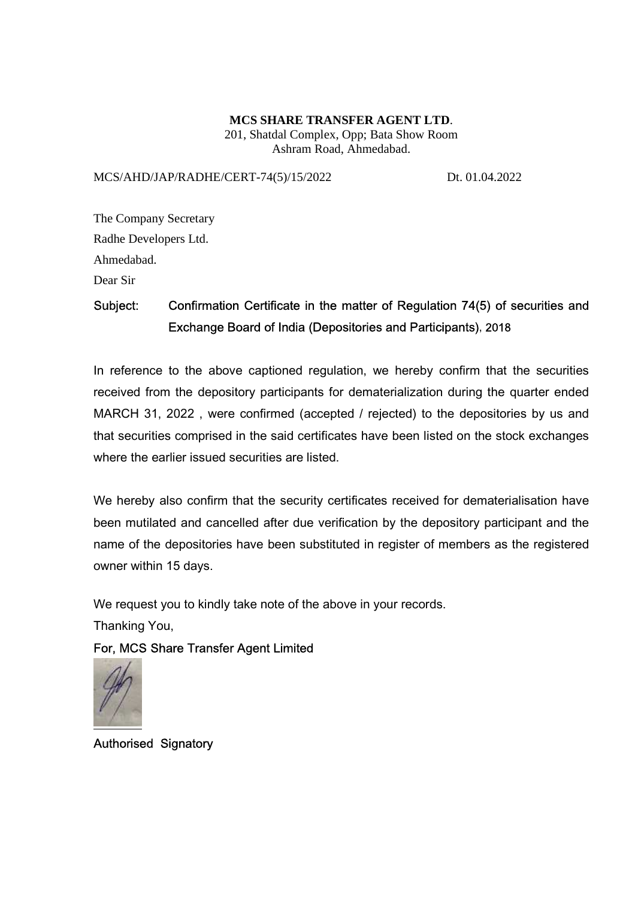**MCS SHARE TRANSFER AGENT LTD**.
201, Shatdal Complex, Opp; Bata Show Room
Ashram Road, Ahmedabad.

MCS/AHD/JAP/RADHE/CERT-74(5)/15/2022 Dt. 01.04.2022

The Company Secretary
Radhe Developers Ltd.
Ahmedabad.
Dear Sir

**Subject: Confirmation Certificate in the matter of Regulation 74(5) of securities and Exchange Board of India (Depositories and Participants), 2018**

In reference to the above captioned regulation, we hereby confirm that the securities received from the depository participants for dematerialization during the quarter ended MARCH 31, 2022 , were confirmed (accepted / rejected) to the depositories by us and that securities comprised in the said certificates have been listed on the stock exchanges where the earlier issued securities are listed.

We hereby also confirm that the security certificates received for dematerialisation have been mutilated and cancelled after due verification by the depository participant and the name of the depositories have been substituted in register of members as the registered owner within 15 days.

We request you to kindly take note of the above in your records.
Thanking You,
For, MCS Share Transfer Agent Limited

Authorised Signatory